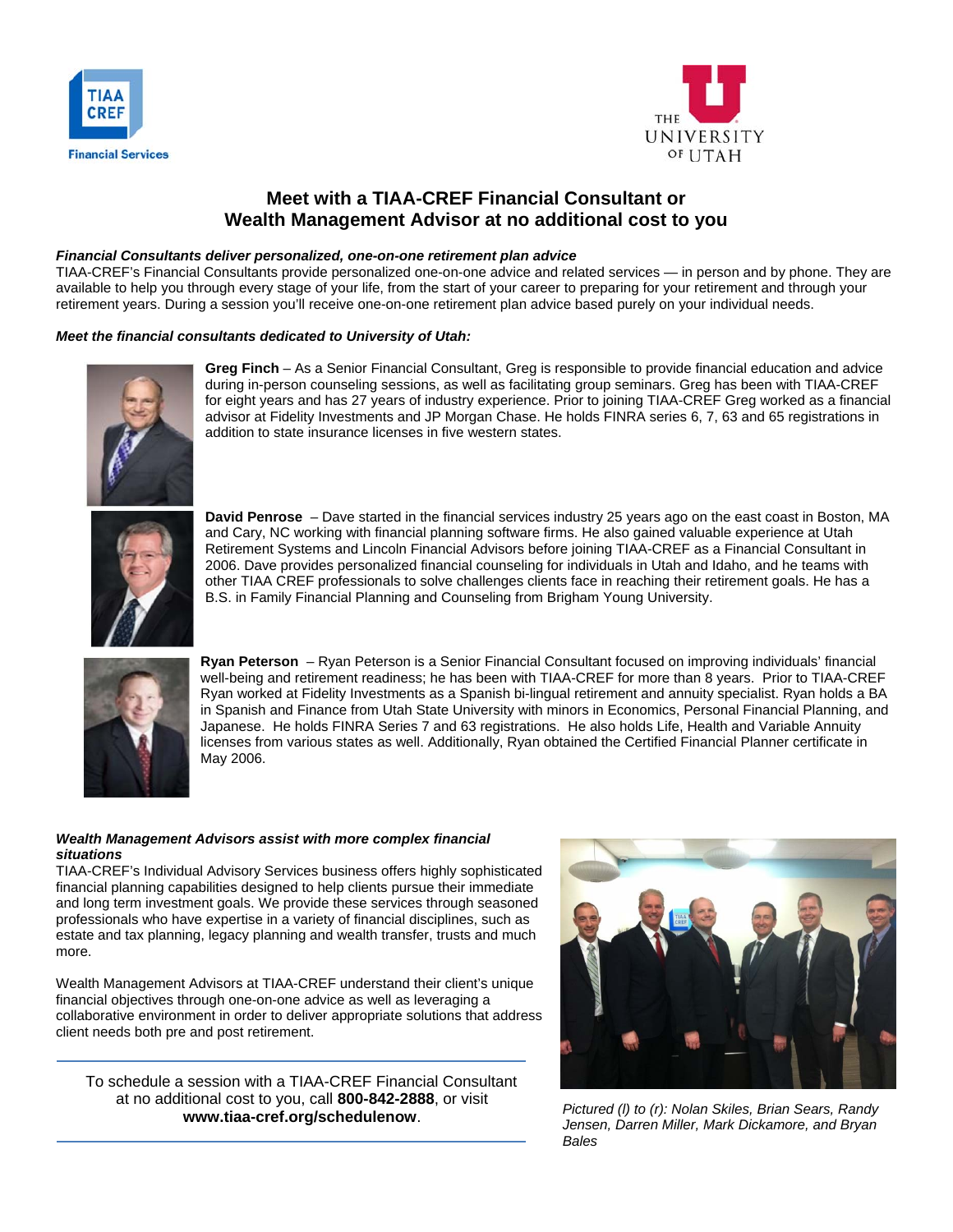# Meet with a TIAA-CREF Financial Consultant or Wealth Management Advisor at no additional cost to you

***Financial Consultants deliver personalized, one-on-one retirement plan advice***

TIAA-CREF's Financial Consultants provide personalized one-on-one advice and related services — in person and by phone. They are available to help you through every stage of your life, from the start of your career to preparing for your retirement and through your retirement years. During a session you'll receive one-on-one retirement plan advice based purely on your individual needs.

***Meet the financial consultants dedicated to University of Utah:***

**Greg Finch** – As a Senior Financial Consultant, Greg is responsible to provide financial education and advice during in-person counseling sessions, as well as facilitating group seminars. Greg has been with TIAA-CREF for eight years and has 27 years of industry experience. Prior to joining TIAA-CREF Greg worked as a financial advisor at Fidelity Investments and JP Morgan Chase. He holds FINRA series 6, 7, 63 and 65 registrations in addition to state insurance licenses in five western states.

**David Penrose** – Dave started in the financial services industry 25 years ago on the east coast in Boston, MA and Cary, NC working with financial planning software firms. He also gained valuable experience at Utah Retirement Systems and Lincoln Financial Advisors before joining TIAA-CREF as a Financial Consultant in 2006. Dave provides personalized financial counseling for individuals in Utah and Idaho, and he teams with other TIAA CREF professionals to solve challenges clients face in reaching their retirement goals. He has a B.S. in Family Financial Planning and Counseling from Brigham Young University.

**Ryan Peterson** – Ryan Peterson is a Senior Financial Consultant focused on improving individuals' financial well-being and retirement readiness; he has been with TIAA-CREF for more than 8 years. Prior to TIAA-CREF Ryan worked at Fidelity Investments as a Spanish bi-lingual retirement and annuity specialist. Ryan holds a BA in Spanish and Finance from Utah State University with minors in Economics, Personal Financial Planning, and Japanese. He holds FINRA Series 7 and 63 registrations. He also holds Life, Health and Variable Annuity licenses from various states as well. Additionally, Ryan obtained the Certified Financial Planner certificate in May 2006.

***Wealth Management Advisors assist with more complex financial situations***

TIAA-CREF's Individual Advisory Services business offers highly sophisticated financial planning capabilities designed to help clients pursue their immediate and long term investment goals. We provide these services through seasoned professionals who have expertise in a variety of financial disciplines, such as estate and tax planning, legacy planning and wealth transfer, trusts and much more.

Wealth Management Advisors at TIAA-CREF understand their client's unique financial objectives through one-on-one advice as well as leveraging a collaborative environment in order to deliver appropriate solutions that address client needs both pre and post retirement.

*Pictured (l) to (r): Nolan Skiles, Brian Sears, Randy Jensen, Darren Miller, Mark Dickamore, and Bryan Bales*

---

To schedule a session with a TIAA-CREF Financial Consultant at no additional cost to you, call **800-842-2888**, or visit **www.tiaa-cref.org/schedulenow**.

---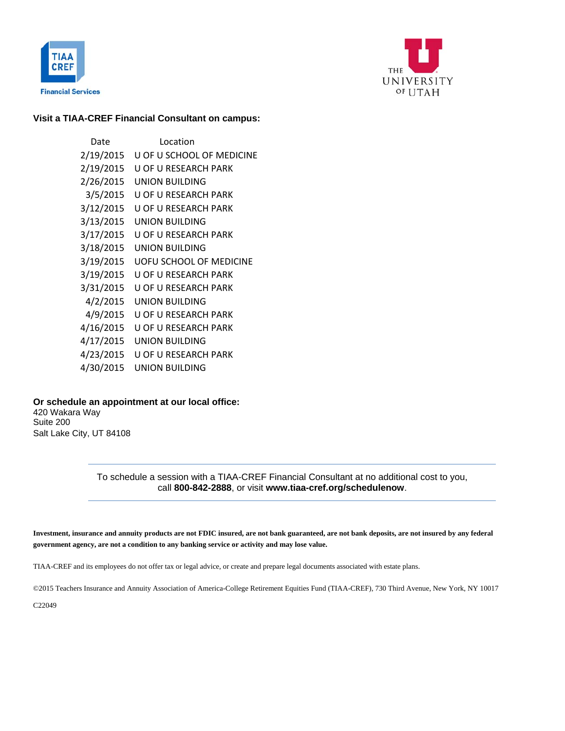TIAA CREF Financial Services

THE UNIVERSITY OF UTAH

**Visit a TIAA-CREF Financial Consultant on campus:**

| Date | Location |
|---|---|
| 2/19/2015 | U OF U SCHOOL OF MEDICINE |
| 2/19/2015 | U OF U RESEARCH PARK |
| 2/26/2015 | UNION BUILDING |
| 3/5/2015 | U OF U RESEARCH PARK |
| 3/12/2015 | U OF U RESEARCH PARK |
| 3/13/2015 | UNION BUILDING |
| 3/17/2015 | U OF U RESEARCH PARK |
| 3/18/2015 | UNION BUILDING |
| 3/19/2015 | UOFU SCHOOL OF MEDICINE |
| 3/19/2015 | U OF U RESEARCH PARK |
| 3/31/2015 | U OF U RESEARCH PARK |
| 4/2/2015 | UNION BUILDING |
| 4/9/2015 | U OF U RESEARCH PARK |
| 4/16/2015 | U OF U RESEARCH PARK |
| 4/17/2015 | UNION BUILDING |
| 4/23/2015 | U OF U RESEARCH PARK |
| 4/30/2015 | UNION BUILDING |

**Or schedule an appointment at our local office:**
420 Wakara Way
Suite 200
Salt Lake City, UT 84108

To schedule a session with a TIAA-CREF Financial Consultant at no additional cost to you, call **800-842-2888**, or visit **www.tiaa-cref.org/schedulenow**.

**Investment, insurance and annuity products are not FDIC insured, are not bank guaranteed, are not bank deposits, are not insured by any federal government agency, are not a condition to any banking service or activity and may lose value.**

TIAA-CREF and its employees do not offer tax or legal advice, or create and prepare legal documents associated with estate plans.

©2015 Teachers Insurance and Annuity Association of America-College Retirement Equities Fund (TIAA-CREF), 730 Third Avenue, New York, NY 10017

C22049